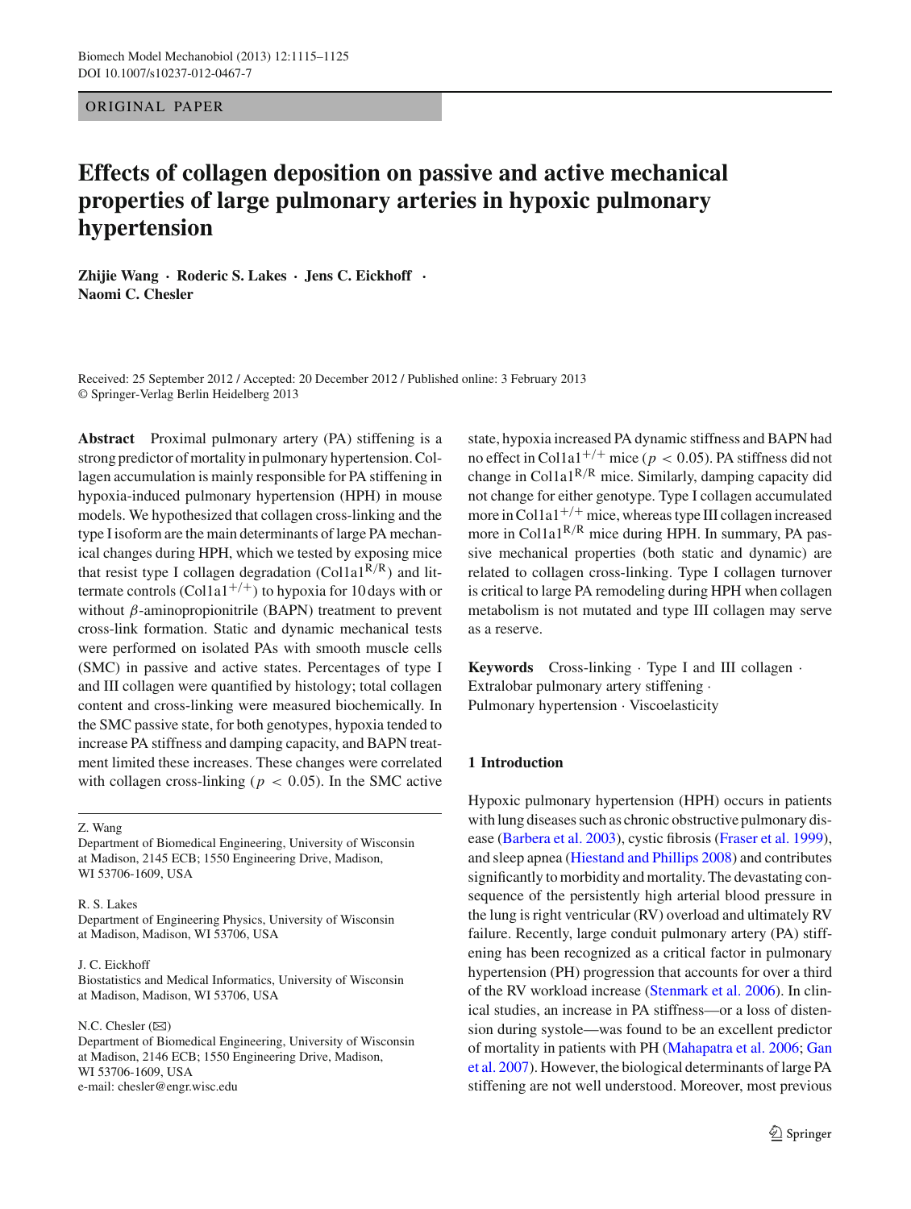ORIGINAL PAPER

# Effects of collagen deposition on passive and active mechanical properties of large pulmonary arteries in hypoxic pulmonary hypertension

**Zhijie Wang · Roderic S. Lakes · Jens C. Eickhoff · Naomi C. Chesler**

Received: 25 September 2012 / Accepted: 20 December 2012 / Published online: 3 February 2013
© Springer-Verlag Berlin Heidelberg 2013

**Abstract** Proximal pulmonary artery (PA) stiffening is a strong predictor of mortality in pulmonary hypertension. Collagen accumulation is mainly responsible for PA stiffening in hypoxia-induced pulmonary hypertension (HPH) in mouse models. We hypothesized that collagen cross-linking and the type I isoform are the main determinants of large PA mechanical changes during HPH, which we tested by exposing mice that resist type I collagen degradation ($Col1a1^{R/R}$) and littermate controls ($Col1a1^{+/+}$) to hypoxia for 10 days with or without $\beta$-aminopropionitrile (BAPN) treatment to prevent cross-link formation. Static and dynamic mechanical tests were performed on isolated PAs with smooth muscle cells (SMC) in passive and active states. Percentages of type I and III collagen were quantified by histology; total collagen content and cross-linking were measured biochemically. In the SMC passive state, for both genotypes, hypoxia tended to increase PA stiffness and damping capacity, and BAPN treatment limited these increases. These changes were correlated with collagen cross-linking ($p < 0.05$). In the SMC active state, hypoxia increased PA dynamic stiffness and BAPN had no effect in $Col1a1^{+/+}$ mice ($p < 0.05$). PA stiffness did not change in $Col1a1^{R/R}$ mice. Similarly, damping capacity did not change for either genotype. Type I collagen accumulated more in $Col1a1^{+/+}$ mice, whereas type III collagen increased more in $Col1a1^{R/R}$ mice during HPH. In summary, PA passive mechanical properties (both static and dynamic) are related to collagen cross-linking. Type I collagen turnover is critical to large PA remodeling during HPH when collagen metabolism is not mutated and type III collagen may serve as a reserve.

**Keywords** Cross-linking · Type I and III collagen · Extralobar pulmonary artery stiffening · Pulmonary hypertension · Viscoelasticity

Z. Wang
Department of Biomedical Engineering, University of Wisconsin at Madison, 2145 ECB; 1550 Engineering Drive, Madison, WI 53706-1609, USA

R. S. Lakes
Department of Engineering Physics, University of Wisconsin at Madison, Madison, WI 53706, USA

J. C. Eickhoff
Biostatistics and Medical Informatics, University of Wisconsin at Madison, Madison, WI 53706, USA

N.C. Chesler (✉)
Department of Biomedical Engineering, University of Wisconsin at Madison, 2146 ECB; 1550 Engineering Drive, Madison, WI 53706-1609, USA
e-mail: chesler@engr.wisc.edu

## 1 Introduction

Hypoxic pulmonary hypertension (HPH) occurs in patients with lung diseases such as chronic obstructive pulmonary disease (Barbera et al. 2003), cystic fibrosis (Fraser et al. 1999), and sleep apnea (Hiestand and Phillips 2008) and contributes significantly to morbidity and mortality. The devastating consequence of the persistently high arterial blood pressure in the lung is right ventricular (RV) overload and ultimately RV failure. Recently, large conduit pulmonary artery (PA) stiffening has been recognized as a critical factor in pulmonary hypertension (PH) progression that accounts for over a third of the RV workload increase (Stenmark et al. 2006). In clinical studies, an increase in PA stiffness—or a loss of distension during systole—was found to be an excellent predictor of mortality in patients with PH (Mahapatra et al. 2006; Gan et al. 2007). However, the biological determinants of large PA stiffening are not well understood. Moreover, most previous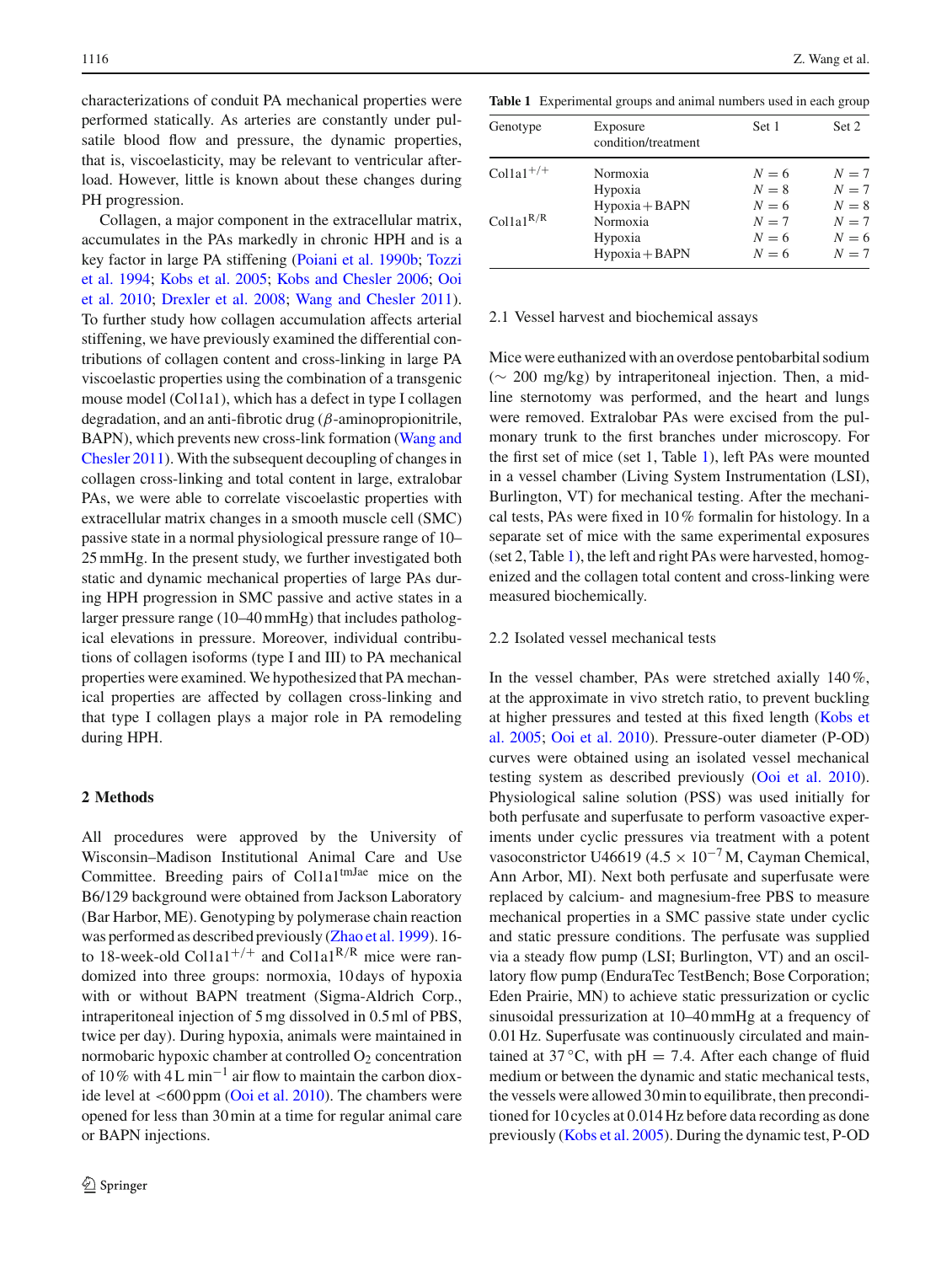characterizations of conduit PA mechanical properties were performed statically. As arteries are constantly under pulsatile blood flow and pressure, the dynamic properties, that is, viscoelasticity, may be relevant to ventricular afterload. However, little is known about these changes during PH progression.

Collagen, a major component in the extracellular matrix, accumulates in the PAs markedly in chronic HPH and is a key factor in large PA stiffening (Poiani et al. 1990b; Tozzi et al. 1994; Kobs et al. 2005; Kobs and Chesler 2006; Ooi et al. 2010; Drexler et al. 2008; Wang and Chesler 2011). To further study how collagen accumulation affects arterial stiffening, we have previously examined the differential contributions of collagen content and cross-linking in large PA viscoelastic properties using the combination of a transgenic mouse model (Col1a1), which has a defect in type I collagen degradation, and an anti-fibrotic drug ($\beta$-aminopropionitrile, BAPN), which prevents new cross-link formation (Wang and Chesler 2011). With the subsequent decoupling of changes in collagen cross-linking and total content in large, extralobar PAs, we were able to correlate viscoelastic properties with extracellular matrix changes in a smooth muscle cell (SMC) passive state in a normal physiological pressure range of 10–25 mmHg. In the present study, we further investigated both static and dynamic mechanical properties of large PAs during HPH progression in SMC passive and active states in a larger pressure range (10–40 mmHg) that includes pathological elevations in pressure. Moreover, individual contributions of collagen isoforms (type I and III) to PA mechanical properties were examined. We hypothesized that PA mechanical properties are affected by collagen cross-linking and that type I collagen plays a major role in PA remodeling during HPH.

## 2 Methods

All procedures were approved by the University of Wisconsin–Madison Institutional Animal Care and Use Committee. Breeding pairs of Col1a1$^{tmJae}$ mice on the B6/129 background were obtained from Jackson Laboratory (Bar Harbor, ME). Genotyping by polymerase chain reaction was performed as described previously (Zhao et al. 1999). 16- to 18-week-old Col1a1$^{+/+}$ and Col1a1$^{R/R}$ mice were randomized into three groups: normoxia, 10 days of hypoxia with or without BAPN treatment (Sigma-Aldrich Corp., intraperitoneal injection of 5 mg dissolved in 0.5 ml of PBS, twice per day). During hypoxia, animals were maintained in normobaric hypoxic chamber at controlled $O_2$ concentration of 10 % with 4 L min$^{-1}$ air flow to maintain the carbon dioxide level at <600 ppm (Ooi et al. 2010). The chambers were opened for less than 30 min at a time for regular animal care or BAPN injections.

**Table 1** Experimental groups and animal numbers used in each group

| Genotype | Exposure condition/treatment | Set 1 | Set 2 |
|---|---|---|---|
| Col1a1$^{+/+}$ | Normoxia | $N = 6$ | $N = 7$ |
| | Hypoxia | $N = 8$ | $N = 7$ |
| | Hypoxia + BAPN | $N = 6$ | $N = 8$ |
| Col1a1$^{R/R}$ | Normoxia | $N = 7$ | $N = 7$ |
| | Hypoxia | $N = 6$ | $N = 6$ |
| | Hypoxia + BAPN | $N = 6$ | $N = 7$ |

### 2.1 Vessel harvest and biochemical assays

Mice were euthanized with an overdose pentobarbital sodium (~ 200 mg/kg) by intraperitoneal injection. Then, a midline sternotomy was performed, and the heart and lungs were removed. Extralobar PAs were excised from the pulmonary trunk to the first branches under microscopy. For the first set of mice (set 1, Table 1), left PAs were mounted in a vessel chamber (Living System Instrumentation (LSI), Burlington, VT) for mechanical testing. After the mechanical tests, PAs were fixed in 10 % formalin for histology. In a separate set of mice with the same experimental exposures (set 2, Table 1), the left and right PAs were harvested, homogenized and the collagen total content and cross-linking were measured biochemically.

### 2.2 Isolated vessel mechanical tests

In the vessel chamber, PAs were stretched axially 140 %, at the approximate in vivo stretch ratio, to prevent buckling at higher pressures and tested at this fixed length (Kobs et al. 2005; Ooi et al. 2010). Pressure-outer diameter (P-OD) curves were obtained using an isolated vessel mechanical testing system as described previously (Ooi et al. 2010). Physiological saline solution (PSS) was used initially for both perfusate and superfusate to perform vasoactive experiments under cyclic pressures via treatment with a potent vasoconstrictor U46619 ($4.5 \times 10^{-7}$ M, Cayman Chemical, Ann Arbor, MI). Next both perfusate and superfusate were replaced by calcium- and magnesium-free PBS to measure mechanical properties in a SMC passive state under cyclic and static pressure conditions. The perfusate was supplied via a steady flow pump (LSI; Burlington, VT) and an oscillatory flow pump (EnduraTec TestBench; Bose Corporation; Eden Prairie, MN) to achieve static pressurization or cyclic sinusoidal pressurization at 10–40 mmHg at a frequency of 0.01 Hz. Superfusate was continuously circulated and maintained at 37 °C, with pH = 7.4. After each change of fluid medium or between the dynamic and static mechanical tests, the vessels were allowed 30 min to equilibrate, then preconditioned for 10 cycles at 0.014 Hz before data recording as done previously (Kobs et al. 2005). During the dynamic test, P-OD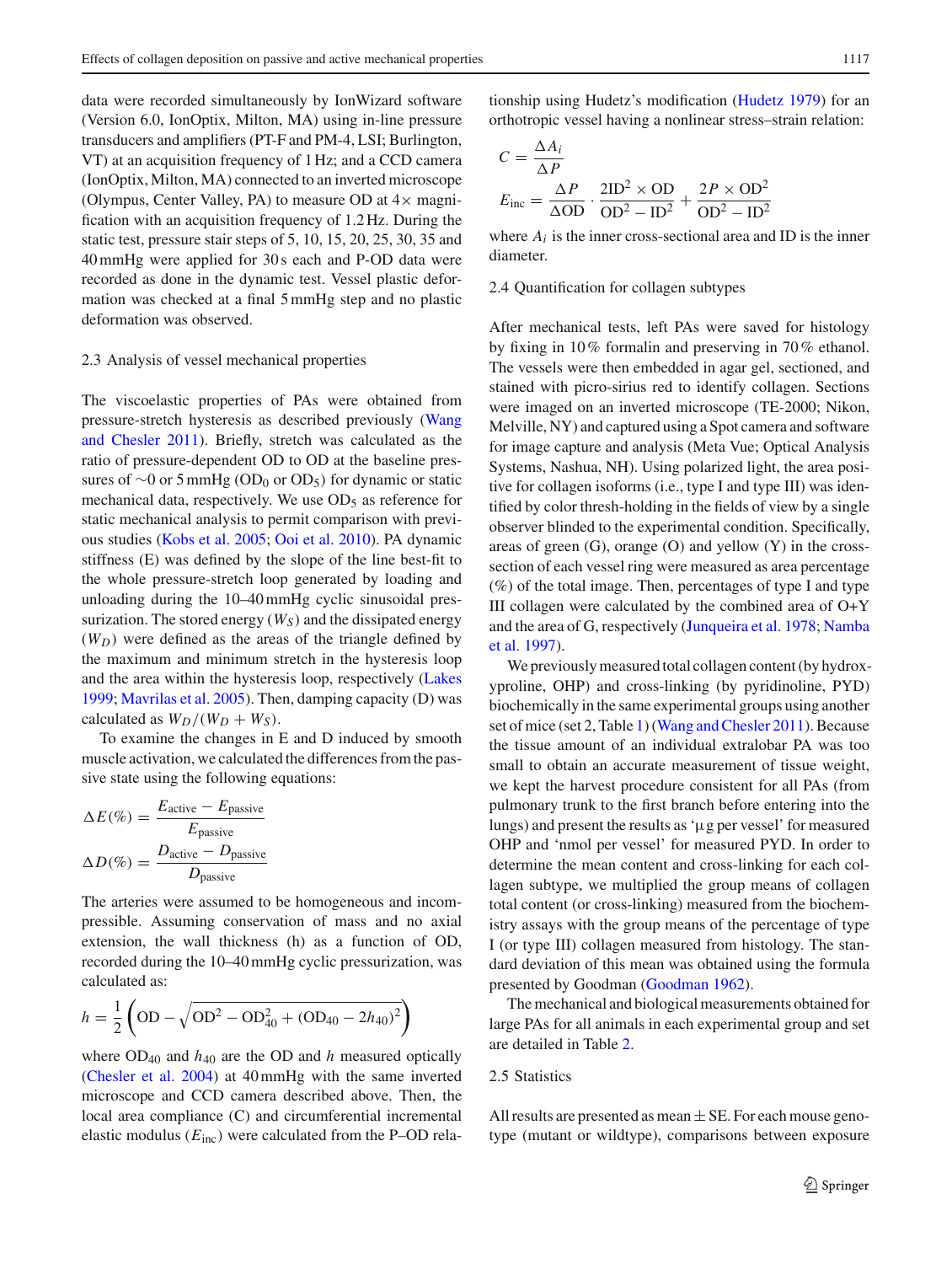data were recorded simultaneously by IonWizard software (Version 6.0, IonOptix, Milton, MA) using in-line pressure transducers and amplifiers (PT-F and PM-4, LSI; Burlington, VT) at an acquisition frequency of 1 Hz; and a CCD camera (IonOptix, Milton, MA) connected to an inverted microscope (Olympus, Center Valley, PA) to measure OD at 4× magnification with an acquisition frequency of 1.2 Hz. During the static test, pressure stair steps of 5, 10, 15, 20, 25, 30, 35 and 40 mmHg were applied for 30 s each and P-OD data were recorded as done in the dynamic test. Vessel plastic deformation was checked at a final 5 mmHg step and no plastic deformation was observed.

### 2.3 Analysis of vessel mechanical properties

The viscoelastic properties of PAs were obtained from pressure-stretch hysteresis as described previously (Wang and Chesler 2011). Briefly, stretch was calculated as the ratio of pressure-dependent OD to OD at the baseline pressures of ∼0 or 5 mmHg ($OD_0$ or $OD_5$) for dynamic or static mechanical data, respectively. We use $OD_5$ as reference for static mechanical analysis to permit comparison with previous studies (Kobs et al. 2005; Ooi et al. 2010). PA dynamic stiffness (E) was defined by the slope of the line best-fit to the whole pressure-stretch loop generated by loading and unloading during the 10–40 mmHg cyclic sinusoidal pressurization. The stored energy ($W_S$) and the dissipated energy ($W_D$) were defined as the areas of the triangle defined by the maximum and minimum stretch in the hysteresis loop and the area within the hysteresis loop, respectively (Lakes 1999; Mavrilas et al. 2005). Then, damping capacity (D) was calculated as $W_D/(W_D + W_S)$.

To examine the changes in E and D induced by smooth muscle activation, we calculated the differences from the passive state using the following equations:

$$\Delta E(\%) = \frac{E_{\text{active}} - E_{\text{passive}}}{E_{\text{passive}}}$$

$$\Delta D(\%) = \frac{D_{\text{active}} - D_{\text{passive}}}{D_{\text{passive}}}$$

The arteries were assumed to be homogeneous and incompressible. Assuming conservation of mass and no axial extension, the wall thickness (h) as a function of OD, recorded during the 10–40 mmHg cyclic pressurization, was calculated as:

$$h = \frac{1}{2}\left(\text{OD} - \sqrt{\text{OD}^2 - \text{OD}_{40}^2 + (\text{OD}_{40} - 2h_{40})^2}\right)$$

where $OD_{40}$ and $h_{40}$ are the OD and $h$ measured optically (Chesler et al. 2004) at 40 mmHg with the same inverted microscope and CCD camera described above. Then, the local area compliance (C) and circumferential incremental elastic modulus ($E_{\text{inc}}$) were calculated from the P–OD relationship using Hudetz's modification (Hudetz 1979) for an orthotropic vessel having a nonlinear stress–strain relation:

$$C = \frac{\Delta A_i}{\Delta P}$$

$$E_{\text{inc}} = \frac{\Delta P}{\Delta \text{OD}} \cdot \frac{2\text{ID}^2 \times \text{OD}}{\text{OD}^2 - \text{ID}^2} + \frac{2P \times \text{OD}^2}{\text{OD}^2 - \text{ID}^2}$$

where $A_i$ is the inner cross-sectional area and ID is the inner diameter.

### 2.4 Quantification for collagen subtypes

After mechanical tests, left PAs were saved for histology by fixing in 10 % formalin and preserving in 70 % ethanol. The vessels were then embedded in agar gel, sectioned, and stained with picro-sirius red to identify collagen. Sections were imaged on an inverted microscope (TE-2000; Nikon, Melville, NY) and captured using a Spot camera and software for image capture and analysis (Meta Vue; Optical Analysis Systems, Nashua, NH). Using polarized light, the area positive for collagen isoforms (i.e., type I and type III) was identified by color thresh-holding in the fields of view by a single observer blinded to the experimental condition. Specifically, areas of green (G), orange (O) and yellow (Y) in the cross-section of each vessel ring were measured as area percentage (%) of the total image. Then, percentages of type I and type III collagen were calculated by the combined area of O+Y and the area of G, respectively (Junqueira et al. 1978; Namba et al. 1997).

We previously measured total collagen content (by hydroxyproline, OHP) and cross-linking (by pyridinoline, PYD) biochemically in the same experimental groups using another set of mice (set 2, Table 1) (Wang and Chesler 2011). Because the tissue amount of an individual extralobar PA was too small to obtain an accurate measurement of tissue weight, we kept the harvest procedure consistent for all PAs (from pulmonary trunk to the first branch before entering into the lungs) and present the results as 'μg per vessel' for measured OHP and 'nmol per vessel' for measured PYD. In order to determine the mean content and cross-linking for each collagen subtype, we multiplied the group means of collagen total content (or cross-linking) measured from the biochemistry assays with the group means of the percentage of type I (or type III) collagen measured from histology. The standard deviation of this mean was obtained using the formula presented by Goodman (Goodman 1962).

The mechanical and biological measurements obtained for large PAs for all animals in each experimental group and set are detailed in Table 2.

### 2.5 Statistics

All results are presented as mean ± SE. For each mouse genotype (mutant or wildtype), comparisons between exposure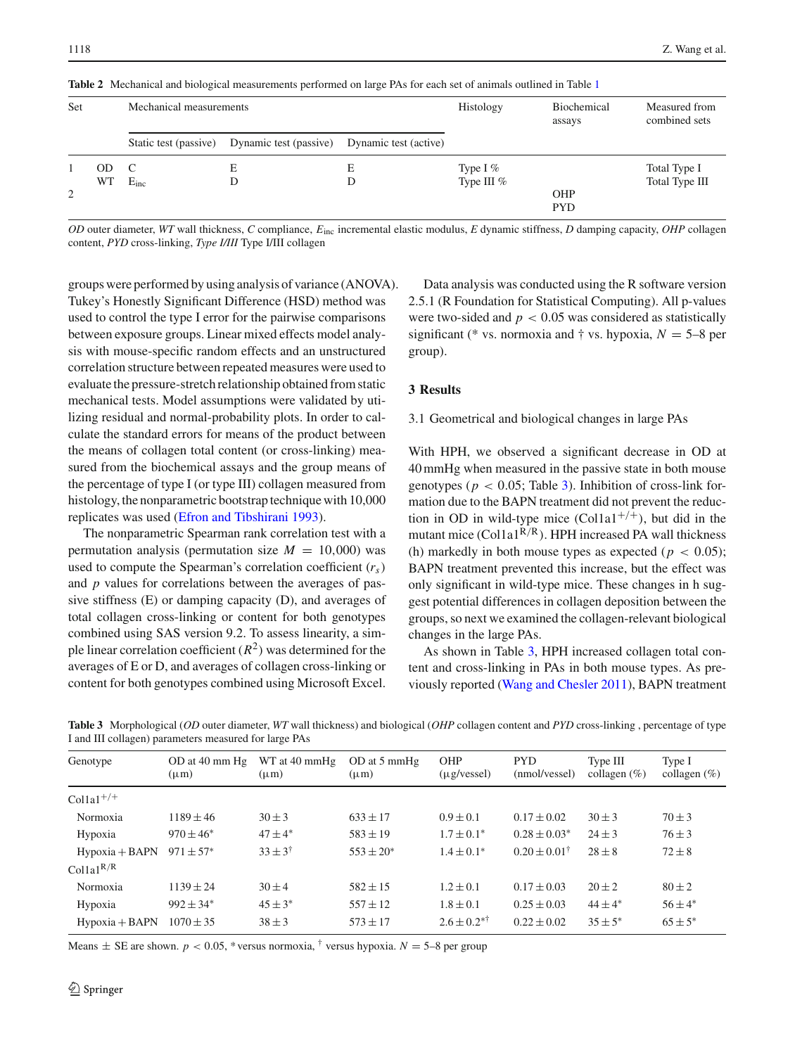**Table 2** Mechanical and biological measurements performed on large PAs for each set of animals outlined in Table 1

| Set | | Mechanical measurements | | | Histology | Biochemical assays | Measured from combined sets |
|---|---|---|---|---|---|---|---|
| | | Static test (passive) | Dynamic test (passive) | Dynamic test (active) | | | |
| 1 | OD | C | E | E | Type I % | | Total Type I |
| | WT | $E_{inc}$ | D | D | Type III % | | Total Type III |
| 2 | | | | | | OHP | |
| | | | | | | PYD | |

*OD* outer diameter, *WT* wall thickness, *C* compliance, $E_{inc}$ incremental elastic modulus, *E* dynamic stiffness, *D* damping capacity, *OHP* collagen content, *PYD* cross-linking, *Type I/III* Type I/III collagen

groups were performed by using analysis of variance (ANOVA). Tukey's Honestly Significant Difference (HSD) method was used to control the type I error for the pairwise comparisons between exposure groups. Linear mixed effects model analysis with mouse-specific random effects and an unstructured correlation structure between repeated measures were used to evaluate the pressure-stretch relationship obtained from static mechanical tests. Model assumptions were validated by utilizing residual and normal-probability plots. In order to calculate the standard errors for means of the product between the means of collagen total content (or cross-linking) measured from the biochemical assays and the group means of the percentage of type I (or type III) collagen measured from histology, the nonparametric bootstrap technique with 10,000 replicates was used (Efron and Tibshirani 1993).

The nonparametric Spearman rank correlation test with a permutation analysis (permutation size $M = 10{,}000$) was used to compute the Spearman's correlation coefficient ($r_s$) and $p$ values for correlations between the averages of passive stiffness (E) or damping capacity (D), and averages of total collagen cross-linking or content for both genotypes combined using SAS version 9.2. To assess linearity, a simple linear correlation coefficient ($R^2$) was determined for the averages of E or D, and averages of collagen cross-linking or content for both genotypes combined using Microsoft Excel.

Data analysis was conducted using the R software version 2.5.1 (R Foundation for Statistical Computing). All p-values were two-sided and $p < 0.05$ was considered as statistically significant (* vs. normoxia and † vs. hypoxia, $N = 5$–8 per group).

## 3 Results

### 3.1 Geometrical and biological changes in large PAs

With HPH, we observed a significant decrease in OD at 40 mmHg when measured in the passive state in both mouse genotypes ($p < 0.05$; Table 3). Inhibition of cross-link formation due to the BAPN treatment did not prevent the reduction in OD in wild-type mice (Col1a1$^{+/+}$), but did in the mutant mice (Col1a1$^{R/R}$). HPH increased PA wall thickness (h) markedly in both mouse types as expected ($p < 0.05$); BAPN treatment prevented this increase, but the effect was only significant in wild-type mice. These changes in h suggest potential differences in collagen deposition between the groups, so next we examined the collagen-relevant biological changes in the large PAs.

As shown in Table 3, HPH increased collagen total content and cross-linking in PAs in both mouse types. As previously reported (Wang and Chesler 2011), BAPN treatment

**Table 3** Morphological (*OD* outer diameter, *WT* wall thickness) and biological (*OHP* collagen content and *PYD* cross-linking , percentage of type I and III collagen) parameters measured for large PAs

| Genotype | OD at 40 mm Hg (μm) | WT at 40 mmHg (μm) | OD at 5 mmHg (μm) | OHP (μg/vessel) | PYD (nmol/vessel) | Type III collagen (%) | Type I collagen (%) |
|---|---|---|---|---|---|---|---|
| Col1a1$^{+/+}$ | | | | | | | |
| Normoxia | 1189 ± 46 | 30 ± 3 | 633 ± 17 | 0.9 ± 0.1 | 0.17 ± 0.02 | 30 ± 3 | 70 ± 3 |
| Hypoxia | 970 ± 46* | 47 ± 4* | 583 ± 19 | 1.7 ± 0.1* | 0.28 ± 0.03* | 24 ± 3 | 76 ± 3 |
| Hypoxia + BAPN | 971 ± 57* | 33 ± 3† | 553 ± 20* | 1.4 ± 0.1* | 0.20 ± 0.01† | 28 ± 8 | 72 ± 8 |
| Col1a1$^{R/R}$ | | | | | | | |
| Normoxia | 1139 ± 24 | 30 ± 4 | 582 ± 15 | 1.2 ± 0.1 | 0.17 ± 0.03 | 20 ± 2 | 80 ± 2 |
| Hypoxia | 992 ± 34* | 45 ± 3* | 557 ± 12 | 1.8 ± 0.1 | 0.25 ± 0.03 | 44 ± 4* | 56 ± 4* |
| Hypoxia + BAPN | 1070 ± 35 | 38 ± 3 | 573 ± 17 | 2.6 ± 0.2*† | 0.22 ± 0.02 | 35 ± 5* | 65 ± 5* |

Means ± SE are shown. $p < 0.05$, * versus normoxia, † versus hypoxia. $N = 5$–8 per group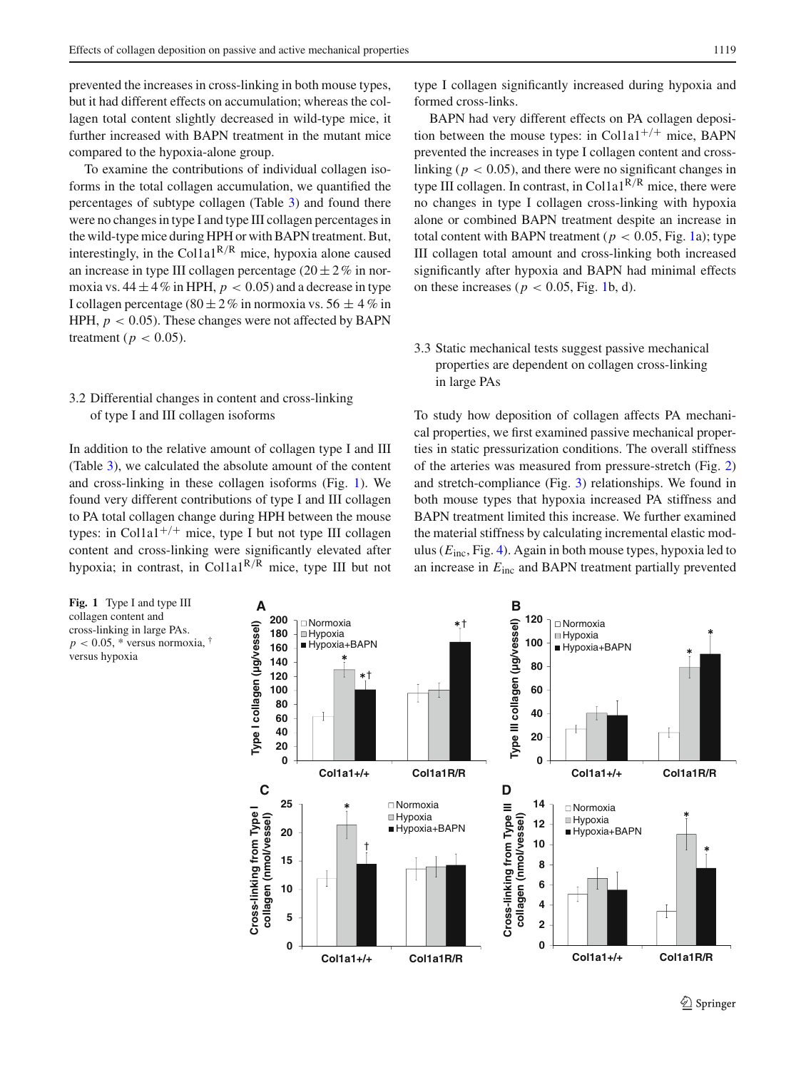prevented the increases in cross-linking in both mouse types, but it had different effects on accumulation; whereas the collagen total content slightly decreased in wild-type mice, it further increased with BAPN treatment in the mutant mice compared to the hypoxia-alone group.

To examine the contributions of individual collagen isoforms in the total collagen accumulation, we quantified the percentages of subtype collagen (Table 3) and found there were no changes in type I and type III collagen percentages in the wild-type mice during HPH or with BAPN treatment. But, interestingly, in the $Col1a1^{R/R}$ mice, hypoxia alone caused an increase in type III collagen percentage ($20 \pm 2$ % in normoxia vs. $44 \pm 4$ % in HPH, $p < 0.05$) and a decrease in type I collagen percentage ($80 \pm 2$ % in normoxia vs. $56 \pm 4$ % in HPH, $p < 0.05$). These changes were not affected by BAPN treatment ($p < 0.05$).

### 3.2 Differential changes in content and cross-linking of type I and III collagen isoforms

In addition to the relative amount of collagen type I and III (Table 3), we calculated the absolute amount of the content and cross-linking in these collagen isoforms (Fig. 1). We found very different contributions of type I and III collagen to PA total collagen change during HPH between the mouse types: in $Col1a1^{+/+}$ mice, type I but not type III collagen content and cross-linking were significantly elevated after hypoxia; in contrast, in $Col1a1^{R/R}$ mice, type III but not type I collagen significantly increased during hypoxia and formed cross-links.

BAPN had very different effects on PA collagen deposition between the mouse types: in $Col1a1^{+/+}$ mice, BAPN prevented the increases in type I collagen content and cross-linking ($p < 0.05$), and there were no significant changes in type III collagen. In contrast, in $Col1a1^{R/R}$ mice, there were no changes in type I collagen cross-linking with hypoxia alone or combined BAPN treatment despite an increase in total content with BAPN treatment ($p < 0.05$, Fig. 1a); type III collagen total amount and cross-linking both increased significantly after hypoxia and BAPN had minimal effects on these increases ($p < 0.05$, Fig. 1b, d).

### 3.3 Static mechanical tests suggest passive mechanical properties are dependent on collagen cross-linking in large PAs

To study how deposition of collagen affects PA mechanical properties, we first examined passive mechanical properties in static pressurization conditions. The overall stiffness of the arteries was measured from pressure-stretch (Fig. 2) and stretch-compliance (Fig. 3) relationships. We found in both mouse types that hypoxia increased PA stiffness and BAPN treatment limited this increase. We further examined the material stiffness by calculating incremental elastic modulus ($E_{inc}$, Fig. 4). Again in both mouse types, hypoxia led to an increase in $E_{inc}$ and BAPN treatment partially prevented

**Fig. 1** Type I and type III collagen content and cross-linking in large PAs. $p < 0.05$, * versus normoxia, † versus hypoxia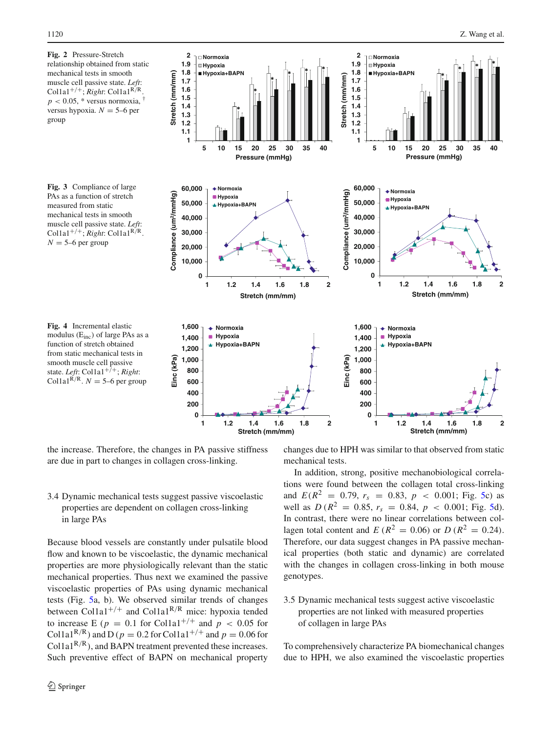**Fig. 2** Pressure-Stretch relationship obtained from static mechanical tests in smooth muscle cell passive state. *Left*: Col1a1$^{+/+}$; *Right*: Col1a1$^{R/R}$. $p < 0.05$, * versus normoxia, † versus hypoxia. $N$ = 5–6 per group

**Fig. 3** Compliance of large PAs as a function of stretch measured from static mechanical tests in smooth muscle cell passive state. *Left*: Col1a1$^{+/+}$; *Right*: Col1a1$^{R/R}$. $N$ = 5–6 per group

**Fig. 4** Incremental elastic modulus ($E_{inc}$) of large PAs as a function of stretch obtained from static mechanical tests in smooth muscle cell passive state. *Left*: Col1a1$^{+/+}$; *Right*: Col1a1$^{R/R}$. $N$ = 5–6 per group

the increase. Therefore, the changes in PA passive stiffness are due in part to changes in collagen cross-linking.

### 3.4 Dynamic mechanical tests suggest passive viscoelastic properties are dependent on collagen cross-linking in large PAs

Because blood vessels are constantly under pulsatile blood flow and known to be viscoelastic, the dynamic mechanical properties are more physiologically relevant than the static mechanical properties. Thus next we examined the passive viscoelastic properties of PAs using dynamic mechanical tests (Fig. 5a, b). We observed similar trends of changes between Col1a1$^{+/+}$ and Col1a1$^{R/R}$ mice: hypoxia tended to increase E ($p$ = 0.1 for Col1a1$^{+/+}$ and $p < 0.05$ for Col1a1$^{R/R}$) and D ($p$ = 0.2 for Col1a1$^{+/+}$ and $p$ = 0.06 for Col1a1$^{R/R}$), and BAPN treatment prevented these increases. Such preventive effect of BAPN on mechanical property changes due to HPH was similar to that observed from static mechanical tests.

In addition, strong, positive mechanobiological correlations were found between the collagen total cross-linking and $E$ ($R^2$ = 0.79, $r_s$ = 0.83, $p < 0.001$; Fig. 5c) as well as $D$ ($R^2$ = 0.85, $r_s$ = 0.84, $p < 0.001$; Fig. 5d). In contrast, there were no linear correlations between collagen total content and $E$ ($R^2$ = 0.06) or $D$ ($R^2$ = 0.24). Therefore, our data suggest changes in PA passive mechanical properties (both static and dynamic) are correlated with the changes in collagen cross-linking in both mouse genotypes.

### 3.5 Dynamic mechanical tests suggest active viscoelastic properties are not linked with measured properties of collagen in large PAs

To comprehensively characterize PA biomechanical changes due to HPH, we also examined the viscoelastic properties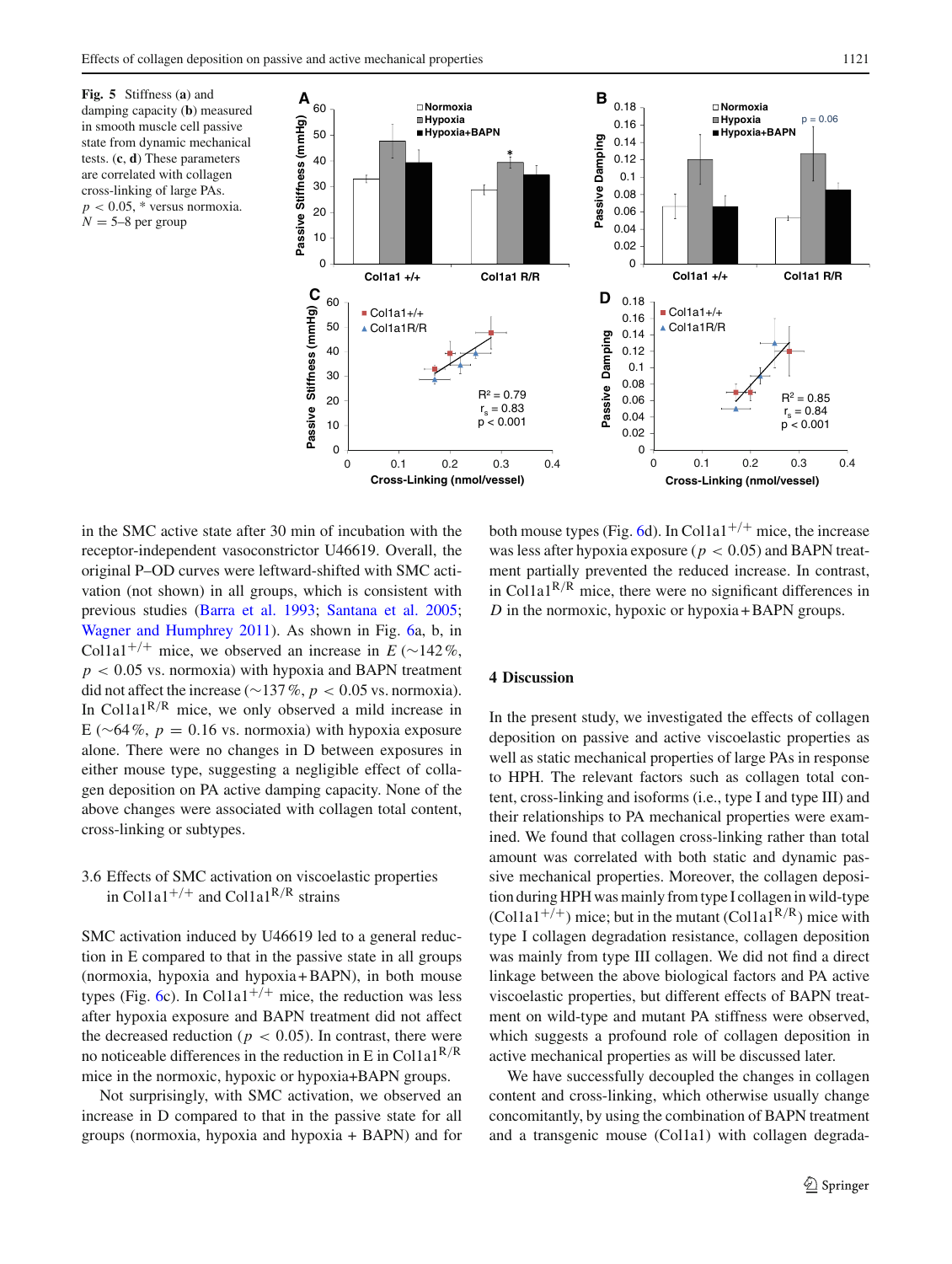**Fig. 5** Stiffness (**a**) and damping capacity (**b**) measured in smooth muscle cell passive state from dynamic mechanical tests. (**c**, **d**) These parameters are correlated with collagen cross-linking of large PAs. $p < 0.05$, * versus normoxia. $N = 5$–8 per group

in the SMC active state after 30 min of incubation with the receptor-independent vasoconstrictor U46619. Overall, the original P–OD curves were leftward-shifted with SMC activation (not shown) in all groups, which is consistent with previous studies (Barra et al. 1993; Santana et al. 2005; Wagner and Humphrey 2011). As shown in Fig. 6a, b, in Col1a1$^{+/+}$ mice, we observed an increase in $E$ (~142 %, $p < 0.05$ vs. normoxia) with hypoxia and BAPN treatment did not affect the increase (~137 %, $p < 0.05$ vs. normoxia). In Col1a1$^{R/R}$ mice, we only observed a mild increase in E (~64 %, $p = 0.16$ vs. normoxia) with hypoxia exposure alone. There were no changes in D between exposures in either mouse type, suggesting a negligible effect of collagen deposition on PA active damping capacity. None of the above changes were associated with collagen total content, cross-linking or subtypes.

### 3.6 Effects of SMC activation on viscoelastic properties in Col1a1$^{+/+}$ and Col1a1$^{R/R}$ strains

SMC activation induced by U46619 led to a general reduction in E compared to that in the passive state in all groups (normoxia, hypoxia and hypoxia + BAPN), in both mouse types (Fig. 6c). In Col1a1$^{+/+}$ mice, the reduction was less after hypoxia exposure and BAPN treatment did not affect the decreased reduction ($p < 0.05$). In contrast, there were no noticeable differences in the reduction in E in Col1a1$^{R/R}$ mice in the normoxic, hypoxic or hypoxia+BAPN groups.

Not surprisingly, with SMC activation, we observed an increase in D compared to that in the passive state for all groups (normoxia, hypoxia and hypoxia + BAPN) and for both mouse types (Fig. 6d). In Col1a1$^{+/+}$ mice, the increase was less after hypoxia exposure ($p < 0.05$) and BAPN treatment partially prevented the reduced increase. In contrast, in Col1a1$^{R/R}$ mice, there were no significant differences in $D$ in the normoxic, hypoxic or hypoxia + BAPN groups.

## 4 Discussion

In the present study, we investigated the effects of collagen deposition on passive and active viscoelastic properties as well as static mechanical properties of large PAs in response to HPH. The relevant factors such as collagen total content, cross-linking and isoforms (i.e., type I and type III) and their relationships to PA mechanical properties were examined. We found that collagen cross-linking rather than total amount was correlated with both static and dynamic passive mechanical properties. Moreover, the collagen deposition during HPH was mainly from type I collagen in wild-type (Col1a1$^{+/+}$) mice; but in the mutant (Col1a1$^{R/R}$) mice with type I collagen degradation resistance, collagen deposition was mainly from type III collagen. We did not find a direct linkage between the above biological factors and PA active viscoelastic properties, but different effects of BAPN treatment on wild-type and mutant PA stiffness were observed, which suggests a profound role of collagen deposition in active mechanical properties as will be discussed later.

We have successfully decoupled the changes in collagen content and cross-linking, which otherwise usually change concomitantly, by using the combination of BAPN treatment and a transgenic mouse (Col1a1) with collagen degrada-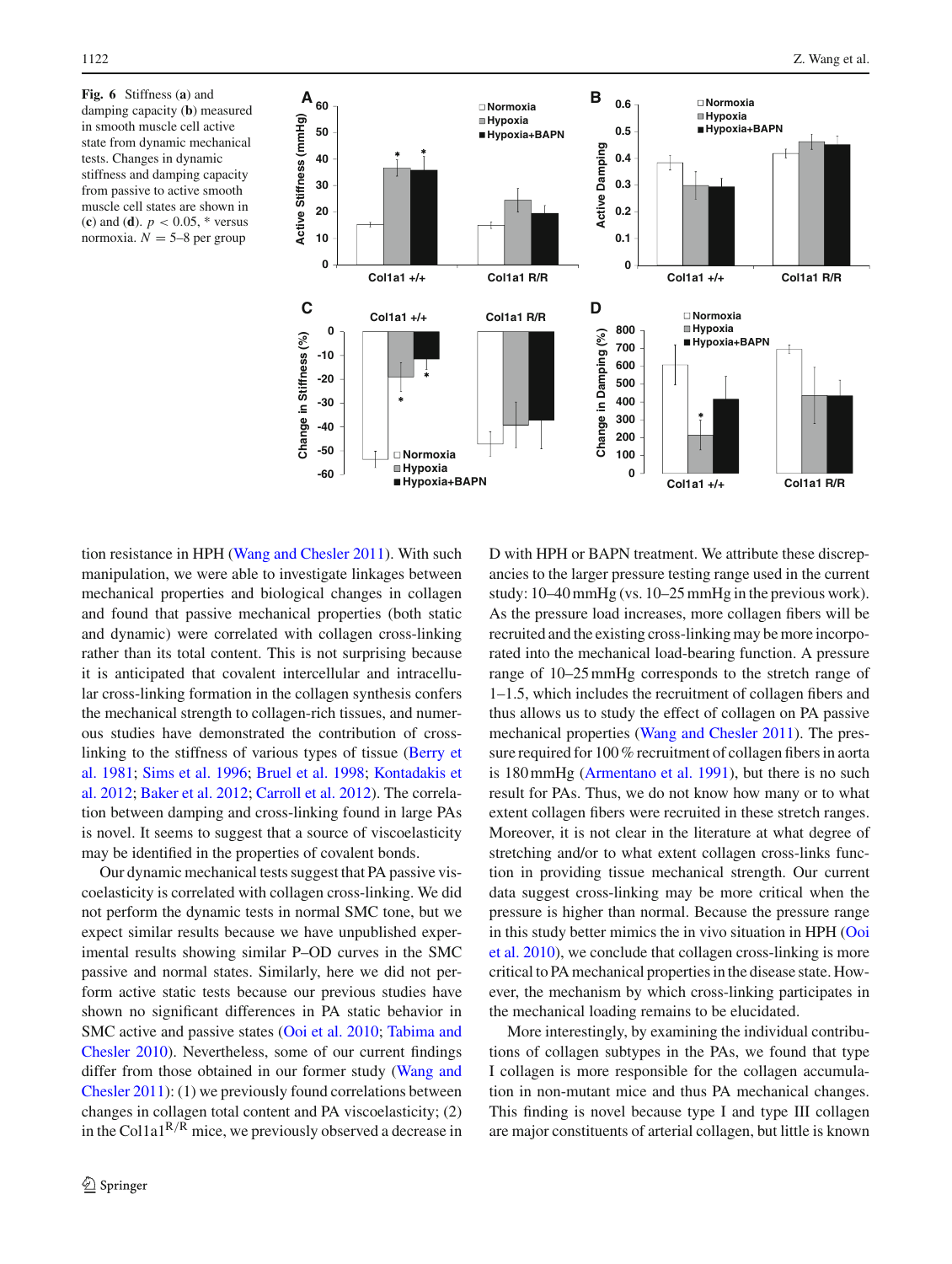**Fig. 6** Stiffness (**a**) and damping capacity (**b**) measured in smooth muscle cell active state from dynamic mechanical tests. Changes in dynamic stiffness and damping capacity from passive to active smooth muscle cell states are shown in (**c**) and (**d**). $p < 0.05$, * versus normoxia. $N = 5–8$ per group

tion resistance in HPH (Wang and Chesler 2011). With such manipulation, we were able to investigate linkages between mechanical properties and biological changes in collagen and found that passive mechanical properties (both static and dynamic) were correlated with collagen cross-linking rather than its total content. This is not surprising because it is anticipated that covalent intercellular and intracellular cross-linking formation in the collagen synthesis confers the mechanical strength to collagen-rich tissues, and numerous studies have demonstrated the contribution of cross-linking to the stiffness of various types of tissue (Berry et al. 1981; Sims et al. 1996; Bruel et al. 1998; Kontadakis et al. 2012; Baker et al. 2012; Carroll et al. 2012). The correlation between damping and cross-linking found in large PAs is novel. It seems to suggest that a source of viscoelasticity may be identified in the properties of covalent bonds.

Our dynamic mechanical tests suggest that PA passive viscoelasticity is correlated with collagen cross-linking. We did not perform the dynamic tests in normal SMC tone, but we expect similar results because we have unpublished experimental results showing similar P–OD curves in the SMC passive and normal states. Similarly, here we did not perform active static tests because our previous studies have shown no significant differences in PA static behavior in SMC active and passive states (Ooi et al. 2010; Tabima and Chesler 2010). Nevertheless, some of our current findings differ from those obtained in our former study (Wang and Chesler 2011): (1) we previously found correlations between changes in collagen total content and PA viscoelasticity; (2) in the Col1a1$^{R/R}$ mice, we previously observed a decrease in D with HPH or BAPN treatment. We attribute these discrepancies to the larger pressure testing range used in the current study: 10–40 mmHg (vs. 10–25 mmHg in the previous work). As the pressure load increases, more collagen fibers will be recruited and the existing cross-linking may be more incorporated into the mechanical load-bearing function. A pressure range of 10–25 mmHg corresponds to the stretch range of 1–1.5, which includes the recruitment of collagen fibers and thus allows us to study the effect of collagen on PA passive mechanical properties (Wang and Chesler 2011). The pressure required for 100 % recruitment of collagen fibers in aorta is 180 mmHg (Armentano et al. 1991), but there is no such result for PAs. Thus, we do not know how many or to what extent collagen fibers were recruited in these stretch ranges. Moreover, it is not clear in the literature at what degree of stretching and/or to what extent collagen cross-links function in providing tissue mechanical strength. Our current data suggest cross-linking may be more critical when the pressure is higher than normal. Because the pressure range in this study better mimics the in vivo situation in HPH (Ooi et al. 2010), we conclude that collagen cross-linking is more critical to PA mechanical properties in the disease state. However, the mechanism by which cross-linking participates in the mechanical loading remains to be elucidated.

More interestingly, by examining the individual contributions of collagen subtypes in the PAs, we found that type I collagen is more responsible for the collagen accumulation in non-mutant mice and thus PA mechanical changes. This finding is novel because type I and type III collagen are major constituents of arterial collagen, but little is known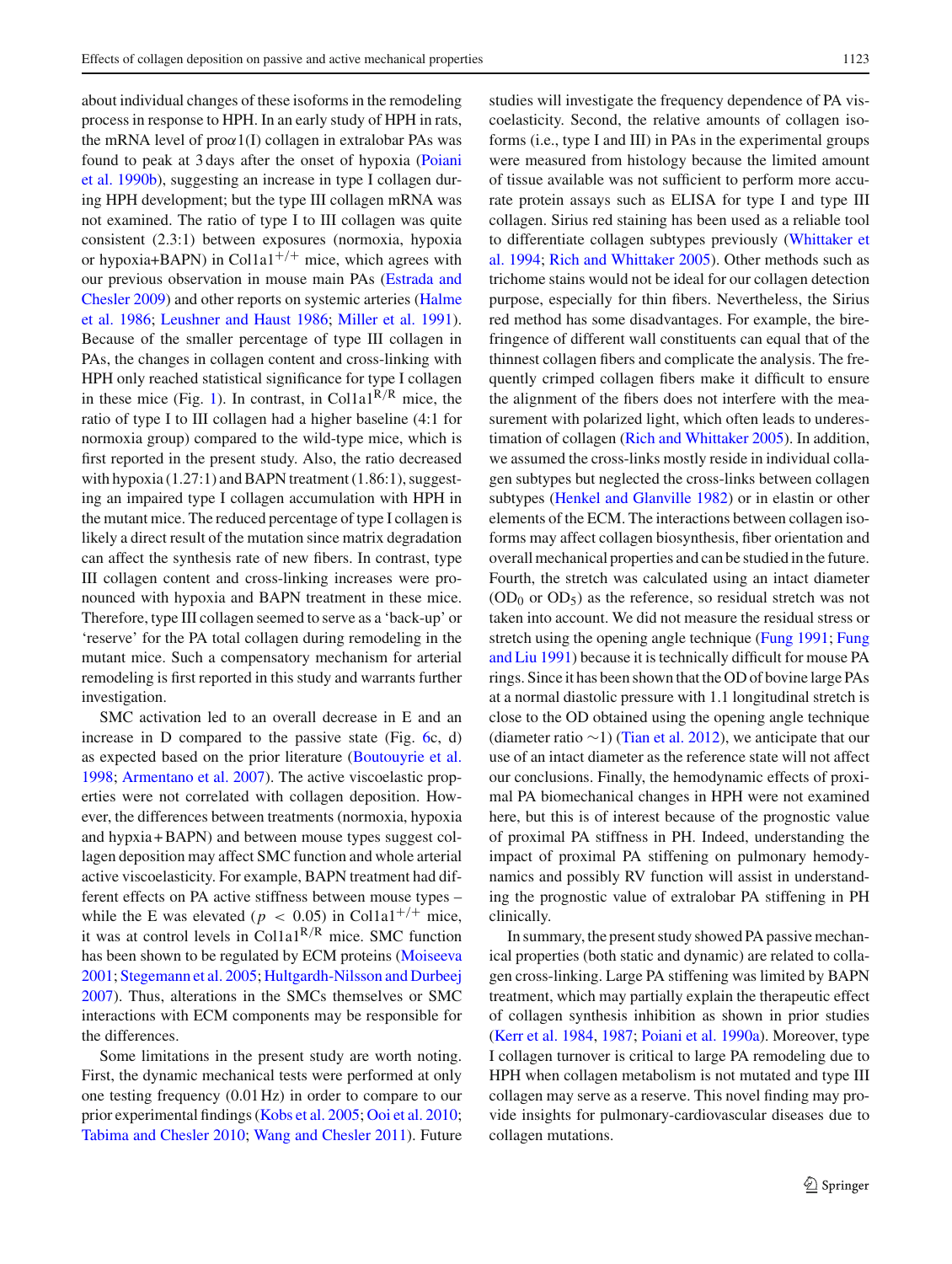about individual changes of these isoforms in the remodeling process in response to HPH. In an early study of HPH in rats, the mRNA level of pro$\alpha$1(I) collagen in extralobar PAs was found to peak at 3 days after the onset of hypoxia (Poiani et al. 1990b), suggesting an increase in type I collagen during HPH development; but the type III collagen mRNA was not examined. The ratio of type I to III collagen was quite consistent (2.3:1) between exposures (normoxia, hypoxia or hypoxia+BAPN) in Col1a1$^{+/+}$ mice, which agrees with our previous observation in mouse main PAs (Estrada and Chesler 2009) and other reports on systemic arteries (Halme et al. 1986; Leushner and Haust 1986; Miller et al. 1991). Because of the smaller percentage of type III collagen in PAs, the changes in collagen content and cross-linking with HPH only reached statistical significance for type I collagen in these mice (Fig. 1). In contrast, in Col1a1$^{R/R}$ mice, the ratio of type I to III collagen had a higher baseline (4:1 for normoxia group) compared to the wild-type mice, which is first reported in the present study. Also, the ratio decreased with hypoxia (1.27:1) and BAPN treatment (1.86:1), suggesting an impaired type I collagen accumulation with HPH in the mutant mice. The reduced percentage of type I collagen is likely a direct result of the mutation since matrix degradation can affect the synthesis rate of new fibers. In contrast, type III collagen content and cross-linking increases were pronounced with hypoxia and BAPN treatment in these mice. Therefore, type III collagen seemed to serve as a 'back-up' or 'reserve' for the PA total collagen during remodeling in the mutant mice. Such a compensatory mechanism for arterial remodeling is first reported in this study and warrants further investigation.

SMC activation led to an overall decrease in E and an increase in D compared to the passive state (Fig. 6c, d) as expected based on the prior literature (Boutouyrie et al. 1998; Armentano et al. 2007). The active viscoelastic properties were not correlated with collagen deposition. However, the differences between treatments (normoxia, hypoxia and hypxia + BAPN) and between mouse types suggest collagen deposition may affect SMC function and whole arterial active viscoelasticity. For example, BAPN treatment had different effects on PA active stiffness between mouse types – while the E was elevated ($p < 0.05$) in Col1a1$^{+/+}$ mice, it was at control levels in Col1a1$^{R/R}$ mice. SMC function has been shown to be regulated by ECM proteins (Moiseeva 2001; Stegemann et al. 2005; Hultgardh-Nilsson and Durbeej 2007). Thus, alterations in the SMCs themselves or SMC interactions with ECM components may be responsible for the differences.

Some limitations in the present study are worth noting. First, the dynamic mechanical tests were performed at only one testing frequency (0.01 Hz) in order to compare to our prior experimental findings (Kobs et al. 2005; Ooi et al. 2010; Tabima and Chesler 2010; Wang and Chesler 2011). Future studies will investigate the frequency dependence of PA viscoelasticity. Second, the relative amounts of collagen isoforms (i.e., type I and III) in PAs in the experimental groups were measured from histology because the limited amount of tissue available was not sufficient to perform more accurate protein assays such as ELISA for type I and type III collagen. Sirius red staining has been used as a reliable tool to differentiate collagen subtypes previously (Whittaker et al. 1994; Rich and Whittaker 2005). Other methods such as trichome stains would not be ideal for our collagen detection purpose, especially for thin fibers. Nevertheless, the Sirius red method has some disadvantages. For example, the birefringence of different wall constituents can equal that of the thinnest collagen fibers and complicate the analysis. The frequently crimped collagen fibers make it difficult to ensure the alignment of the fibers does not interfere with the measurement with polarized light, which often leads to underestimation of collagen (Rich and Whittaker 2005). In addition, we assumed the cross-links mostly reside in individual collagen subtypes but neglected the cross-links between collagen subtypes (Henkel and Glanville 1982) or in elastin or other elements of the ECM. The interactions between collagen isoforms may affect collagen biosynthesis, fiber orientation and overall mechanical properties and can be studied in the future. Fourth, the stretch was calculated using an intact diameter ($OD_0$ or $OD_5$) as the reference, so residual stretch was not taken into account. We did not measure the residual stress or stretch using the opening angle technique (Fung 1991; Fung and Liu 1991) because it is technically difficult for mouse PA rings. Since it has been shown that the OD of bovine large PAs at a normal diastolic pressure with 1.1 longitudinal stretch is close to the OD obtained using the opening angle technique (diameter ratio $\sim$1) (Tian et al. 2012), we anticipate that our use of an intact diameter as the reference state will not affect our conclusions. Finally, the hemodynamic effects of proximal PA biomechanical changes in HPH were not examined here, but this is of interest because of the prognostic value of proximal PA stiffness in PH. Indeed, understanding the impact of proximal PA stiffening on pulmonary hemodynamics and possibly RV function will assist in understanding the prognostic value of extralobar PA stiffening in PH clinically.

In summary, the present study showed PA passive mechanical properties (both static and dynamic) are related to collagen cross-linking. Large PA stiffening was limited by BAPN treatment, which may partially explain the therapeutic effect of collagen synthesis inhibition as shown in prior studies (Kerr et al. 1984, 1987; Poiani et al. 1990a). Moreover, type I collagen turnover is critical to large PA remodeling due to HPH when collagen metabolism is not mutated and type III collagen may serve as a reserve. This novel finding may provide insights for pulmonary-cardiovascular diseases due to collagen mutations.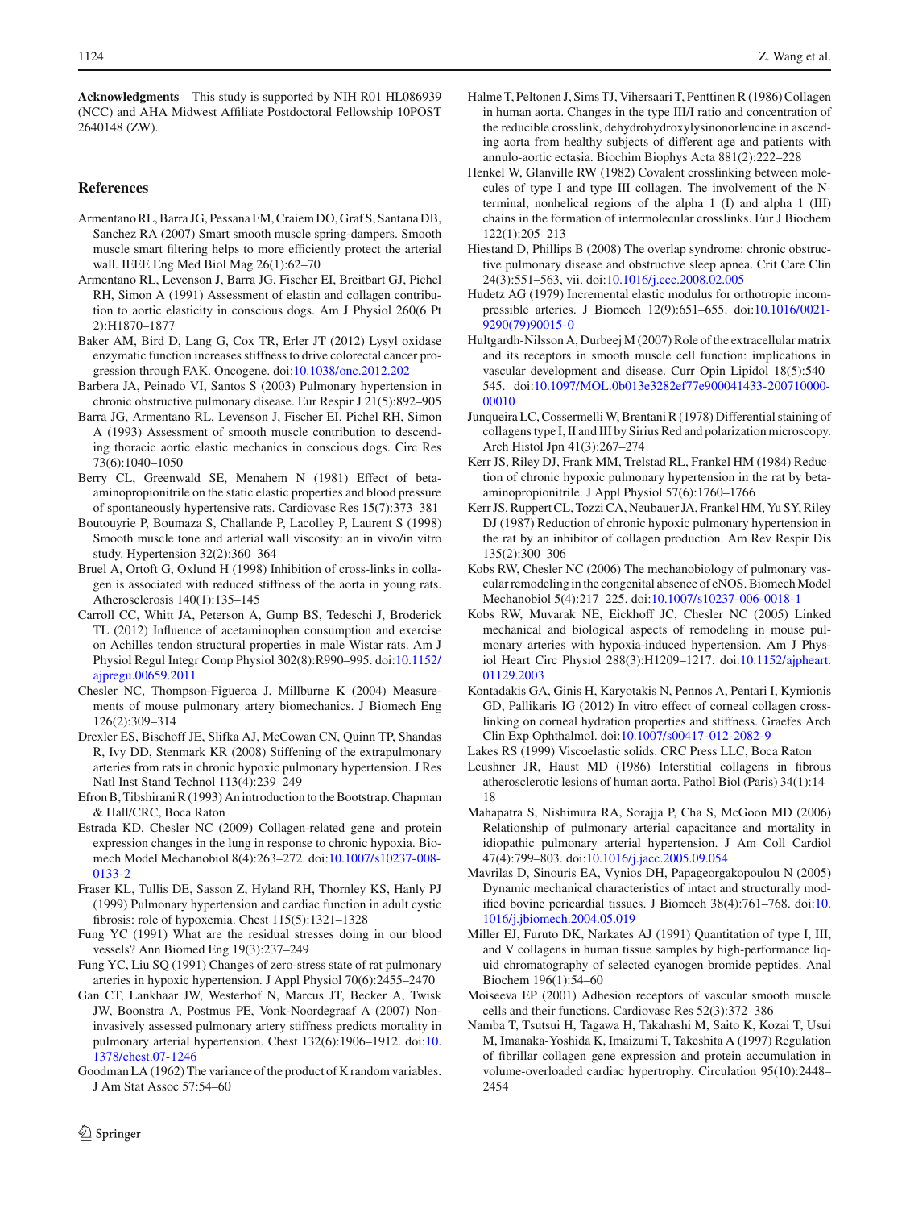**Acknowledgments** This study is supported by NIH R01 HL086939 (NCC) and AHA Midwest Affiliate Postdoctoral Fellowship 10POST 2640148 (ZW).

## References

Armentano RL, Barra JG, Pessana FM, Craiem DO, Graf S, Santana DB, Sanchez RA (2007) Smart smooth muscle spring-dampers. Smooth muscle smart filtering helps to more efficiently protect the arterial wall. IEEE Eng Med Biol Mag 26(1):62–70

Armentano RL, Levenson J, Barra JG, Fischer EI, Breitbart GJ, Pichel RH, Simon A (1991) Assessment of elastin and collagen contribution to aortic elasticity in conscious dogs. Am J Physiol 260(6 Pt 2):H1870–1877

Baker AM, Bird D, Lang G, Cox TR, Erler JT (2012) Lysyl oxidase enzymatic function increases stiffness to drive colorectal cancer progression through FAK. Oncogene. doi:10.1038/onc.2012.202

Barbera JA, Peinado VI, Santos S (2003) Pulmonary hypertension in chronic obstructive pulmonary disease. Eur Respir J 21(5):892–905

Barra JG, Armentano RL, Levenson J, Fischer EI, Pichel RH, Simon A (1993) Assessment of smooth muscle contribution to descending thoracic aortic elastic mechanics in conscious dogs. Circ Res 73(6):1040–1050

Berry CL, Greenwald SE, Menahem N (1981) Effect of beta-aminopropionitrile on the static elastic properties and blood pressure of spontaneously hypertensive rats. Cardiovasc Res 15(7):373–381

Boutouyrie P, Boumaza S, Challande P, Lacolley P, Laurent S (1998) Smooth muscle tone and arterial wall viscosity: an in vivo/in vitro study. Hypertension 32(2):360–364

Bruel A, Ortoft G, Oxlund H (1998) Inhibition of cross-links in collagen is associated with reduced stiffness of the aorta in young rats. Atherosclerosis 140(1):135–145

Carroll CC, Whitt JA, Peterson A, Gump BS, Tedeschi J, Broderick TL (2012) Influence of acetaminophen consumption and exercise on Achilles tendon structural properties in male Wistar rats. Am J Physiol Regul Integr Comp Physiol 302(8):R990–995. doi:10.1152/ajpregu.00659.2011

Chesler NC, Thompson-Figueroa J, Millburne K (2004) Measurements of mouse pulmonary artery biomechanics. J Biomech Eng 126(2):309–314

Drexler ES, Bischoff JE, Slifka AJ, McCowan CN, Quinn TP, Shandas R, Ivy DD, Stenmark KR (2008) Stiffening of the extrapulmonary arteries from rats in chronic hypoxic pulmonary hypertension. J Res Natl Inst Stand Technol 113(4):239–249

Efron B, Tibshirani R (1993) An introduction to the Bootstrap. Chapman & Hall/CRC, Boca Raton

Estrada KD, Chesler NC (2009) Collagen-related gene and protein expression changes in the lung in response to chronic hypoxia. Biomech Model Mechanobiol 8(4):263–272. doi:10.1007/s10237-008-0133-2

Fraser KL, Tullis DE, Sasson Z, Hyland RH, Thornley KS, Hanly PJ (1999) Pulmonary hypertension and cardiac function in adult cystic fibrosis: role of hypoxemia. Chest 115(5):1321–1328

Fung YC (1991) What are the residual stresses doing in our blood vessels? Ann Biomed Eng 19(3):237–249

Fung YC, Liu SQ (1991) Changes of zero-stress state of rat pulmonary arteries in hypoxic hypertension. J Appl Physiol 70(6):2455–2470

Gan CT, Lankhaar JW, Westerhof N, Marcus JT, Becker A, Twisk JW, Boonstra A, Postmus PE, Vonk-Noordegraaf A (2007) Noninvasively assessed pulmonary artery stiffness predicts mortality in pulmonary arterial hypertension. Chest 132(6):1906–1912. doi:10.1378/chest.07-1246

Goodman LA (1962) The variance of the product of K random variables. J Am Stat Assoc 57:54–60

Halme T, Peltonen J, Sims TJ, Vihersaari T, Penttinen R (1986) Collagen in human aorta. Changes in the type III/I ratio and concentration of the reducible crosslink, dehydrohydroxylysinonorleucine in ascending aorta from healthy subjects of different age and patients with annulo-aortic ectasia. Biochim Biophys Acta 881(2):222–228

Henkel W, Glanville RW (1982) Covalent crosslinking between molecules of type I and type III collagen. The involvement of the N-terminal, nonhelical regions of the alpha 1 (I) and alpha 1 (III) chains in the formation of intermolecular crosslinks. Eur J Biochem 122(1):205–213

Hiestand D, Phillips B (2008) The overlap syndrome: chronic obstructive pulmonary disease and obstructive sleep apnea. Crit Care Clin 24(3):551–563, vii. doi:10.1016/j.ccc.2008.02.005

Hudetz AG (1979) Incremental elastic modulus for orthotropic incompressible arteries. J Biomech 12(9):651–655. doi:10.1016/0021-9290(79)90015-0

Hultgardh-Nilsson A, Durbeej M (2007) Role of the extracellular matrix and its receptors in smooth muscle cell function: implications in vascular development and disease. Curr Opin Lipidol 18(5):540–545. doi:10.1097/MOL.0b013e3282ef77e900041433-200710000-00010

Junqueira LC, Cossermelli W, Brentani R (1978) Differential staining of collagens type I, II and III by Sirius Red and polarization microscopy. Arch Histol Jpn 41(3):267–274

Kerr JS, Riley DJ, Frank MM, Trelstad RL, Frankel HM (1984) Reduction of chronic hypoxic pulmonary hypertension in the rat by beta-aminopropionitrile. J Appl Physiol 57(6):1760–1766

Kerr JS, Ruppert CL, Tozzi CA, Neubauer JA, Frankel HM, Yu SY, Riley DJ (1987) Reduction of chronic hypoxic pulmonary hypertension in the rat by an inhibitor of collagen production. Am Rev Respir Dis 135(2):300–306

Kobs RW, Chesler NC (2006) The mechanobiology of pulmonary vascular remodeling in the congenital absence of eNOS. Biomech Model Mechanobiol 5(4):217–225. doi:10.1007/s10237-006-0018-1

Kobs RW, Muvarak NE, Eickhoff JC, Chesler NC (2005) Linked mechanical and biological aspects of remodeling in mouse pulmonary arteries with hypoxia-induced hypertension. Am J Physiol Heart Circ Physiol 288(3):H1209–1217. doi:10.1152/ajpheart.01129.2003

Kontadakis GA, Ginis H, Karyotakis N, Pennos A, Pentari I, Kymionis GD, Pallikaris IG (2012) In vitro effect of corneal collagen cross-linking on corneal hydration properties and stiffness. Graefes Arch Clin Exp Ophthalmol. doi:10.1007/s00417-012-2082-9

Lakes RS (1999) Viscoelastic solids. CRC Press LLC, Boca Raton

Leushner JR, Haust MD (1986) Interstitial collagens in fibrous atherosclerotic lesions of human aorta. Pathol Biol (Paris) 34(1):14–18

Mahapatra S, Nishimura RA, Sorajja P, Cha S, McGoon MD (2006) Relationship of pulmonary arterial capacitance and mortality in idiopathic pulmonary arterial hypertension. J Am Coll Cardiol 47(4):799–803. doi:10.1016/j.jacc.2005.09.054

Mavrilas D, Sinouris EA, Vynios DH, Papageorgakopoulou N (2005) Dynamic mechanical characteristics of intact and structurally modified bovine pericardial tissues. J Biomech 38(4):761–768. doi:10.1016/j.jbiomech.2004.05.019

Miller EJ, Furuto DK, Narkates AJ (1991) Quantitation of type I, III, and V collagens in human tissue samples by high-performance liquid chromatography of selected cyanogen bromide peptides. Anal Biochem 196(1):54–60

Moiseeva EP (2001) Adhesion receptors of vascular smooth muscle cells and their functions. Cardiovasc Res 52(3):372–386

Namba T, Tsutsui H, Tagawa H, Takahashi M, Saito K, Kozai T, Usui M, Imanaka-Yoshida K, Imaizumi T, Takeshita A (1997) Regulation of fibrillar collagen gene expression and protein accumulation in volume-overloaded cardiac hypertrophy. Circulation 95(10):2448–2454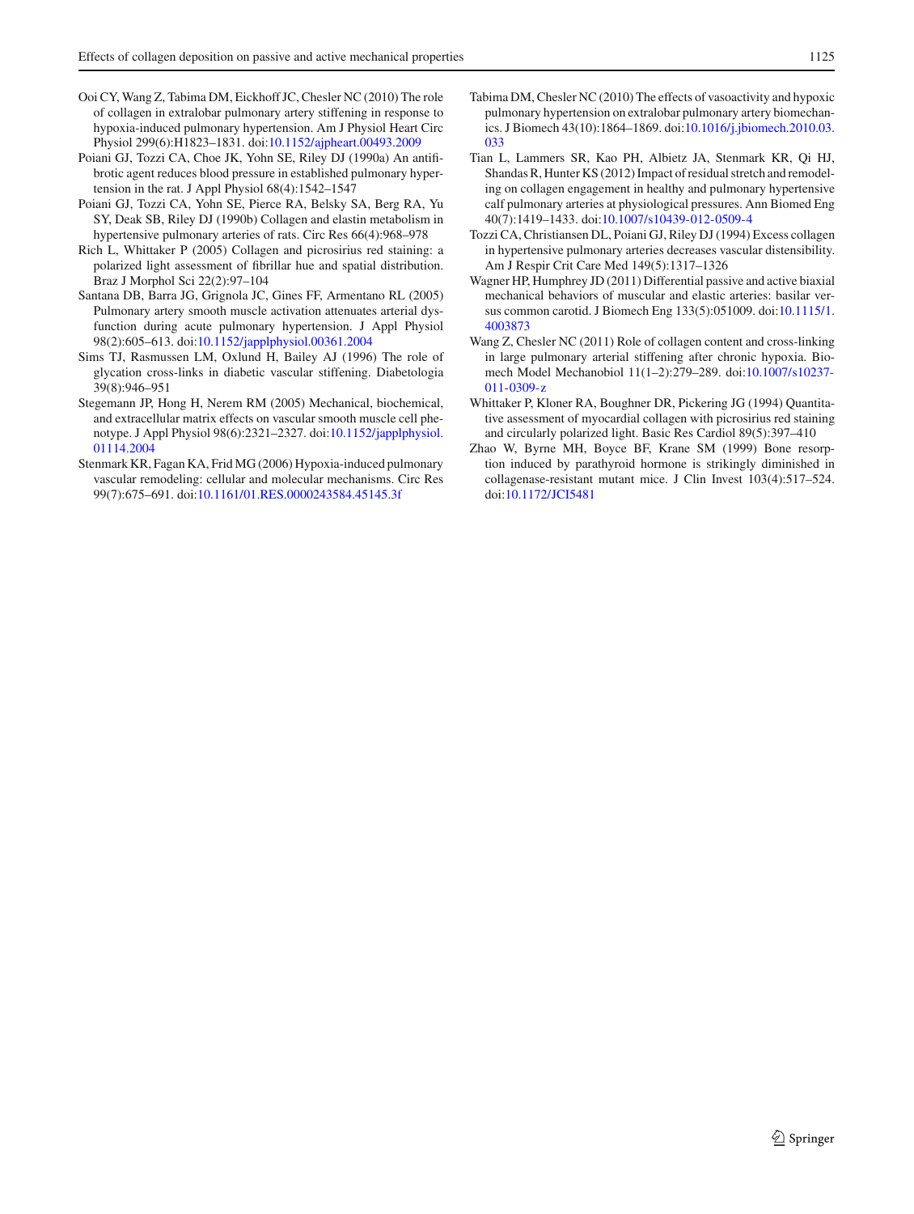Ooi CY, Wang Z, Tabima DM, Eickhoff JC, Chesler NC (2010) The role of collagen in extralobar pulmonary artery stiffening in response to hypoxia-induced pulmonary hypertension. Am J Physiol Heart Circ Physiol 299(6):H1823–1831. doi:10.1152/ajpheart.00493.2009

Poiani GJ, Tozzi CA, Choe JK, Yohn SE, Riley DJ (1990a) An antifibrotic agent reduces blood pressure in established pulmonary hypertension in the rat. J Appl Physiol 68(4):1542–1547

Poiani GJ, Tozzi CA, Yohn SE, Pierce RA, Belsky SA, Berg RA, Yu SY, Deak SB, Riley DJ (1990b) Collagen and elastin metabolism in hypertensive pulmonary arteries of rats. Circ Res 66(4):968–978

Rich L, Whittaker P (2005) Collagen and picrosirius red staining: a polarized light assessment of fibrillar hue and spatial distribution. Braz J Morphol Sci 22(2):97–104

Santana DB, Barra JG, Grignola JC, Gines FF, Armentano RL (2005) Pulmonary artery smooth muscle activation attenuates arterial dysfunction during acute pulmonary hypertension. J Appl Physiol 98(2):605–613. doi:10.1152/japplphysiol.00361.2004

Sims TJ, Rasmussen LM, Oxlund H, Bailey AJ (1996) The role of glycation cross-links in diabetic vascular stiffening. Diabetologia 39(8):946–951

Stegemann JP, Hong H, Nerem RM (2005) Mechanical, biochemical, and extracellular matrix effects on vascular smooth muscle cell phenotype. J Appl Physiol 98(6):2321–2327. doi:10.1152/japplphysiol.01114.2004

Stenmark KR, Fagan KA, Frid MG (2006) Hypoxia-induced pulmonary vascular remodeling: cellular and molecular mechanisms. Circ Res 99(7):675–691. doi:10.1161/01.RES.0000243584.45145.3f

Tabima DM, Chesler NC (2010) The effects of vasoactivity and hypoxic pulmonary hypertension on extralobar pulmonary artery biomechanics. J Biomech 43(10):1864–1869. doi:10.1016/j.jbiomech.2010.03.033

Tian L, Lammers SR, Kao PH, Albietz JA, Stenmark KR, Qi HJ, Shandas R, Hunter KS (2012) Impact of residual stretch and remodeling on collagen engagement in healthy and pulmonary hypertensive calf pulmonary arteries at physiological pressures. Ann Biomed Eng 40(7):1419–1433. doi:10.1007/s10439-012-0509-4

Tozzi CA, Christiansen DL, Poiani GJ, Riley DJ (1994) Excess collagen in hypertensive pulmonary arteries decreases vascular distensibility. Am J Respir Crit Care Med 149(5):1317–1326

Wagner HP, Humphrey JD (2011) Differential passive and active biaxial mechanical behaviors of muscular and elastic arteries: basilar versus common carotid. J Biomech Eng 133(5):051009. doi:10.1115/1.4003873

Wang Z, Chesler NC (2011) Role of collagen content and cross-linking in large pulmonary arterial stiffening after chronic hypoxia. Biomech Model Mechanobiol 11(1–2):279–289. doi:10.1007/s10237-011-0309-z

Whittaker P, Kloner RA, Boughner DR, Pickering JG (1994) Quantitative assessment of myocardial collagen with picrosirius red staining and circularly polarized light. Basic Res Cardiol 89(5):397–410

Zhao W, Byrne MH, Boyce BF, Krane SM (1999) Bone resorption induced by parathyroid hormone is strikingly diminished in collagenase-resistant mutant mice. J Clin Invest 103(4):517–524. doi:10.1172/JCI5481